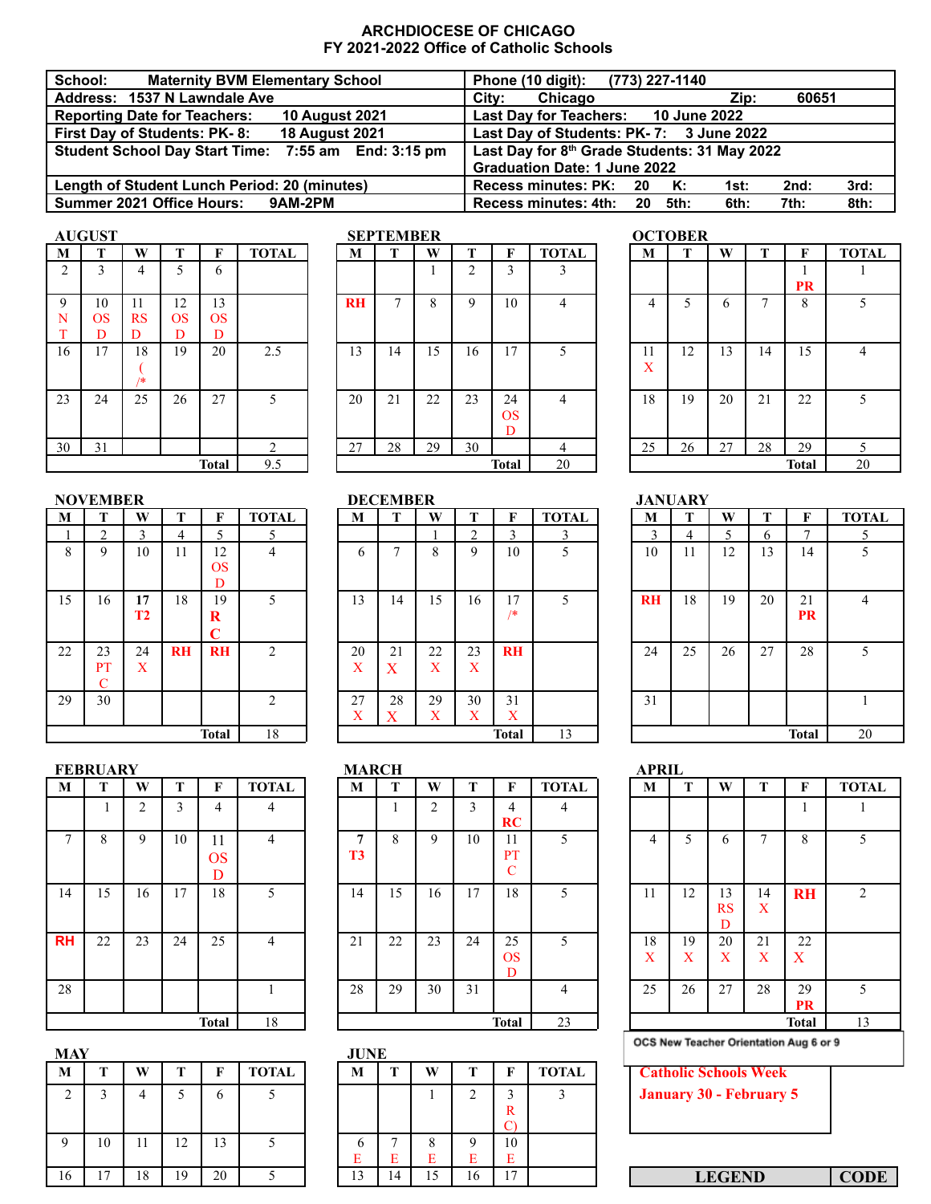**ARCHDIOCESE OF CHICAGO**
**FY 2021-2022 Office of Catholic Schools**

| | |
|---|---|
| School: Maternity BVM Elementary School | Phone (10 digit): (773) 227-1140 |
| Address: 1537 N Lawndale Ave | City: Chicago Zip: 60651 |
| Reporting Date for Teachers: 10 August 2021 | Last Day for Teachers: 10 June 2022 |
| First Day of Students: PK- 8: 18 August 2021 | Last Day of Students: PK- 7: 3 June 2022 |
| Student School Day Start Time: 7:55 am End: 3:15 pm | Last Day for 8th Grade Students: 31 May 2022 Graduation Date: 1 June 2022 |
| Length of Student Lunch Period: 20 (minutes) | Recess minutes: PK: 20 K: 1st: 2nd: 3rd: |
| Summer 2021 Office Hours: 9AM-2PM | Recess minutes: 4th: 20 5th: 6th: 7th: 8th: |

**AUGUST**

| M | T | W | T | F | TOTAL |
|---|---|---|---|---|---|
| 2 | 3 | 4 | 5 | 6 | |
| 9 NT | 10 OSD | 11 RSD | 12 OSD | 13 OSD | |
| 16 | 17 | 18 (/* | 19 | 20 | 2.5 |
| 23 | 24 | 25 | 26 | 27 | 5 |
| 30 | 31 | | | | 2 |
| | | | | Total | 9.5 |

**SEPTEMBER**

| M | T | W | T | F | TOTAL |
|---|---|---|---|---|---|
| | | 1 | 2 | 3 | 3 |
| RH | 7 | 8 | 9 | 10 | 4 |
| 13 | 14 | 15 | 16 | 17 | 5 |
| 20 | 21 | 22 | 23 | 24 OSD | 4 |
| 27 | 28 | 29 | 30 | | 4 |
| | | | | Total | 20 |

**OCTOBER**

| M | T | W | T | F | TOTAL |
|---|---|---|---|---|---|
| | | | | 1 PR | 1 |
| 4 | 5 | 6 | 7 | 8 | 5 |
| 11 X | 12 | 13 | 14 | 15 | 4 |
| 18 | 19 | 20 | 21 | 22 | 5 |
| 25 | 26 | 27 | 28 | 29 | 5 |
| | | | | Total | 20 |

**NOVEMBER**

| M | T | W | T | F | TOTAL |
|---|---|---|---|---|---|
| 1 | 2 | 3 | 4 | 5 | 5 |
| 8 | 9 | 10 | 11 | 12 OSD | 4 |
| 15 | 16 | 17 T2 | 18 | 19 RC | 5 |
| 22 | 23 PTC | 24 X | RH | RH | 2 |
| 29 | 30 | | | | 2 |
| | | | | Total | 18 |

**DECEMBER**

| M | T | W | T | F | TOTAL |
|---|---|---|---|---|---|
| | | 1 | 2 | 3 | 3 |
| 6 | 7 | 8 | 9 | 10 | 5 |
| 13 | 14 | 15 | 16 | 17 /* | 5 |
| 20 X | 21 X | 22 X | 23 X | RH | |
| 27 X | 28 X | 29 X | 30 X | 31 X | |
| | | | | Total | 13 |

**JANUARY**

| M | T | W | T | F | TOTAL |
|---|---|---|---|---|---|
| 3 | 4 | 5 | 6 | 7 | 5 |
| 10 | 11 | 12 | 13 | 14 | 5 |
| RH | 18 | 19 | 20 | 21 PR | 4 |
| 24 | 25 | 26 | 27 | 28 | 5 |
| 31 | | | | | 1 |
| | | | | Total | 20 |

**FEBRUARY**

| M | T | W | T | F | TOTAL |
|---|---|---|---|---|---|
| | 1 | 2 | 3 | 4 | 4 |
| 7 | 8 | 9 | 10 | 11 OSD | 4 |
| 14 | 15 | 16 | 17 | 18 | 5 |
| RH | 22 | 23 | 24 | 25 | 4 |
| 28 | | | | | 1 |
| | | | | Total | 18 |

**MARCH**

| M | T | W | T | F | TOTAL |
|---|---|---|---|---|---|
| | 1 | 2 | 3 | 4 RC | 4 |
| 7 T3 | 8 | 9 | 10 | 11 PTC | 5 |
| 14 | 15 | 16 | 17 | 18 | 5 |
| 21 | 22 | 23 | 24 | 25 OSD | 5 |
| 28 | 29 | 30 | 31 | | 4 |
| | | | | Total | 23 |

**APRIL**

| M | T | W | T | F | TOTAL |
|---|---|---|---|---|---|
| | | | | 1 | 1 |
| 4 | 5 | 6 | 7 | 8 | 5 |
| 11 | 12 | 13 RSD | 14 X | RH | 2 |
| 18 X | 19 X | 20 X | 21 X | 22 X | |
| 25 | 26 | 27 | 28 | 29 PR | 5 |
| | | | | Total | 13 |

OCS New Teacher Orientation Aug 6 or 9

**MAY**

| M | T | W | T | F | TOTAL |
|---|---|---|---|---|---|
| 2 | 3 | 4 | 5 | 6 | 5 |
| 9 | 10 | 11 | 12 | 13 | 5 |
| 16 | 17 | 18 | 19 | 20 | 5 |

**JUNE**

| M | T | W | T | F | TOTAL |
|---|---|---|---|---|---|
| | | 1 | 2 | 3 RC) | 3 |
| 6 E | 7 E | 8 E | 9 E | 10 E | |
| 13 | 14 | 15 | 16 | 17 | |

**Catholic Schools Week**
**January 30 - February 5**

| LEGEND | CODE |
|---|---|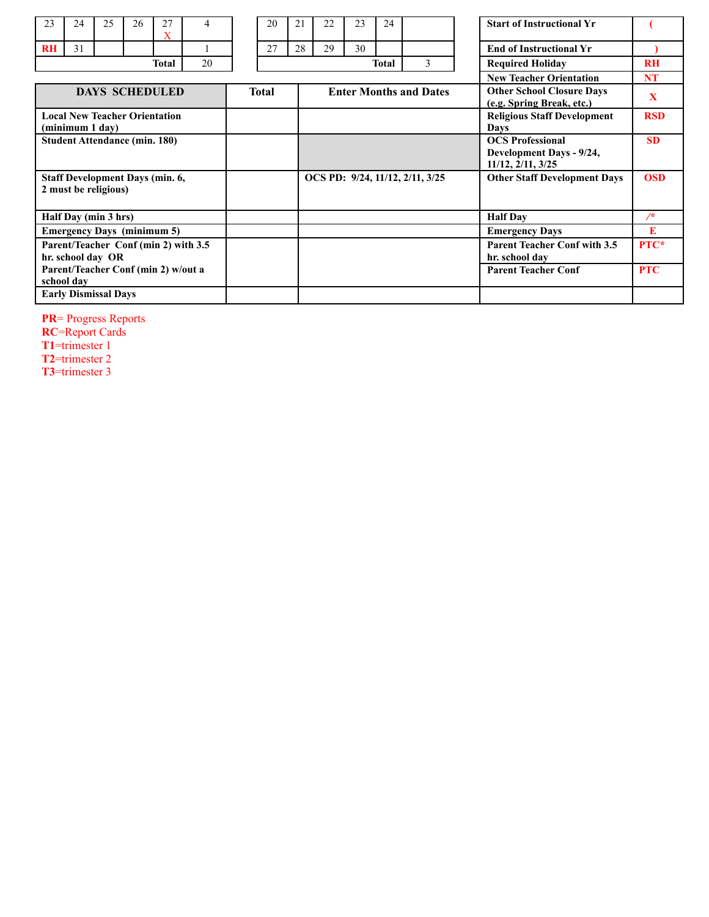| | | | | | |
|---|---|---|---|---|---|
| 23 | 24 | 25 | 26 | 27 X | 4 |
| RH | 31 | | | | 1 |
| | | | | Total | 20 |

| | | | | | |
|---|---|---|---|---|---|
| 20 | 21 | 22 | 23 | 24 | |
| 27 | 28 | 29 | 30 | | |
| | | | | Total | 3 |

| | |
|---|---|
| **Start of Instructional Yr** | ( |
| **End of Instructional Yr** | ) |
| **Required Holiday** | RH |
| **New Teacher Orientation** | NT |
| **Other School Closure Days (e.g. Spring Break, etc.)** | X |
| **Religious Staff Development Days** | RSD |
| **OCS Professional Development Days - 9/24, 11/12, 2/11, 3/25** | SD |
| **Other Staff Development Days** | OSD |
| **Half Day** | /* |
| **Emergency Days** | E |
| **Parent Teacher Conf with 3.5 hr. school day** | PTC* |
| **Parent Teacher Conf** | PTC |

| DAYS SCHEDULED | Total | Enter Months and Dates |
|---|---|---|
| **Local New Teacher Orientation (minimum 1 day)** | | |
| **Student Attendance (min. 180)** | | |
| **Staff Development Days (min. 6, 2 must be religious)** | | **OCS PD: 9/24, 11/12, 2/11, 3/25** |
| **Half Day (min 3 hrs)** | | |
| **Emergency Days (minimum 5)** | | |
| **Parent/Teacher Conf (min 2) with 3.5 hr. school day OR Parent/Teacher Conf (min 2) w/out a school day** | | |
| **Early Dismissal Days** | | |

**PR**= Progress Reports
**RC**=Report Cards
**T1**=trimester 1
**T2**=trimester 2
**T3**=trimester 3